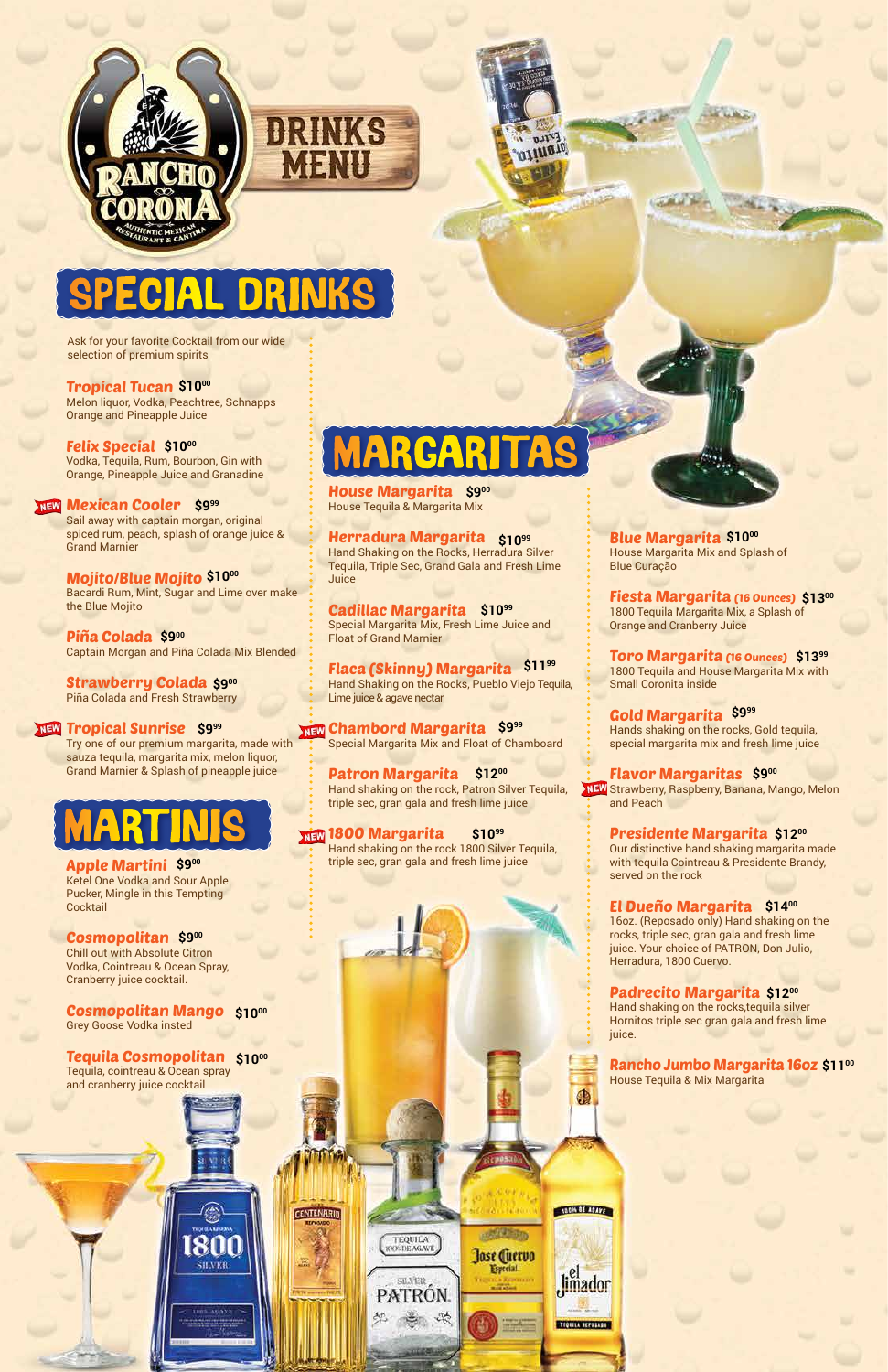# RANCHO CORONA

AUTHENTIC MEXICAN RESTAURANT & CANTINA

# DRINKS MENU

## SPECIAL DRINKS

Ask for your favorite Cocktail from our wide selection of premium spirits

**Tropical Tucan** $10.00
Melon liquor, Vodka, Peachtree, Schnapps Orange and Pineapple Juice

**Felix Special** $10.00
Vodka, Tequila, Rum, Bourbon, Gin with Orange, Pineapple Juice and Granadine

NEW **Mexican Cooler** $9.99
Sail away with captain morgan, original spiced rum, peach, splash of orange juice & Grand Marnier

**Mojito/Blue Mojito** $10.00
Bacardi Rum, Mint, Sugar and Lime over make the Blue Mojito

**Piña Colada** $9.00
Captain Morgan and Piña Colada Mix Blended

**Strawberry Colada** $9.00
Piña Colada and Fresh Strawberry

NEW **Tropical Sunrise** $9.99
Try one of our premium margarita, made with sauza tequila, margarita mix, melon liquor, Grand Marnier & Splash of pineapple juice

## MARTINIS

**Apple Martini** $9.00
Ketel One Vodka and Sour Apple Pucker, Mingle in this Tempting Cocktail

**Cosmopolitan** $9.00
Chill out with Absolute Citron Vodka, Cointreau & Ocean Spray, Cranberry juice cocktail.

**Cosmopolitan Mango** $10.00
Grey Goose Vodka insted

**Tequila Cosmopolitan** $10.00
Tequila, cointreau & Ocean spray and cranberry juice cocktail

## MARGARITAS

**House Margarita** $9.00
House Tequila & Margarita Mix

**Herradura Margarita** $10.99
Hand Shaking on the Rocks, Herradura Silver Tequila, Triple Sec, Grand Gala and Fresh Lime Juice

**Cadillac Margarita** $10.99
Special Margarita Mix, Fresh Lime Juice and Float of Grand Marnier

**Flaca (Skinny) Margarita** $11.99
Hand Shaking on the Rocks, Pueblo Viejo Tequila, Lime juice & agave nectar

NEW **Chambord Margarita** $9.99
Special Margarita Mix and Float of Chambord

**Patron Margarita** $12.00
Hand shaking on the rock, Patron Silver Tequila, triple sec, gran gala and fresh lime juice

NEW **1800 Margarita** $10.99
Hand shaking on the rock 1800 Silver Tequila, triple sec, gran gala and fresh lime juice

**Blue Margarita** $10.00
House Margarita Mix and Splash of Blue Curaçao

**Fiesta Margarita (16 Ounces)** $13.00
1800 Tequila Margarita Mix, a Splash of Orange and Cranberry Juice

**Toro Margarita (16 Ounces)** $13.99
1800 Tequila and House Margarita Mix with Small Coronita inside

**Gold Margarita** $9.99
Hands shaking on the rocks, Gold tequila, special margarita mix and fresh lime juice

NEW **Flavor Margaritas** $9.00
Strawberry, Raspberry, Banana, Mango, Melon and Peach

**Presidente Margarita** $12.00
Our distinctive hand shaking margarita made with tequila Cointreau & Presidente Brandy, served on the rock

**El Dueño Margarita** $14.00
16oz. (Reposado only) Hand shaking on the rocks, triple sec, gran gala and fresh lime juice. Your choice of PATRON, Don Julio, Herradura, 1800 Cuervo.

**Padrecito Margarita** $12.00
Hand shaking on the rocks,tequila silver Hornitos triple sec gran gala and fresh lime juice.

**Rancho Jumbo Margarita 16oz** $11.00
House Tequila & Mix Margarita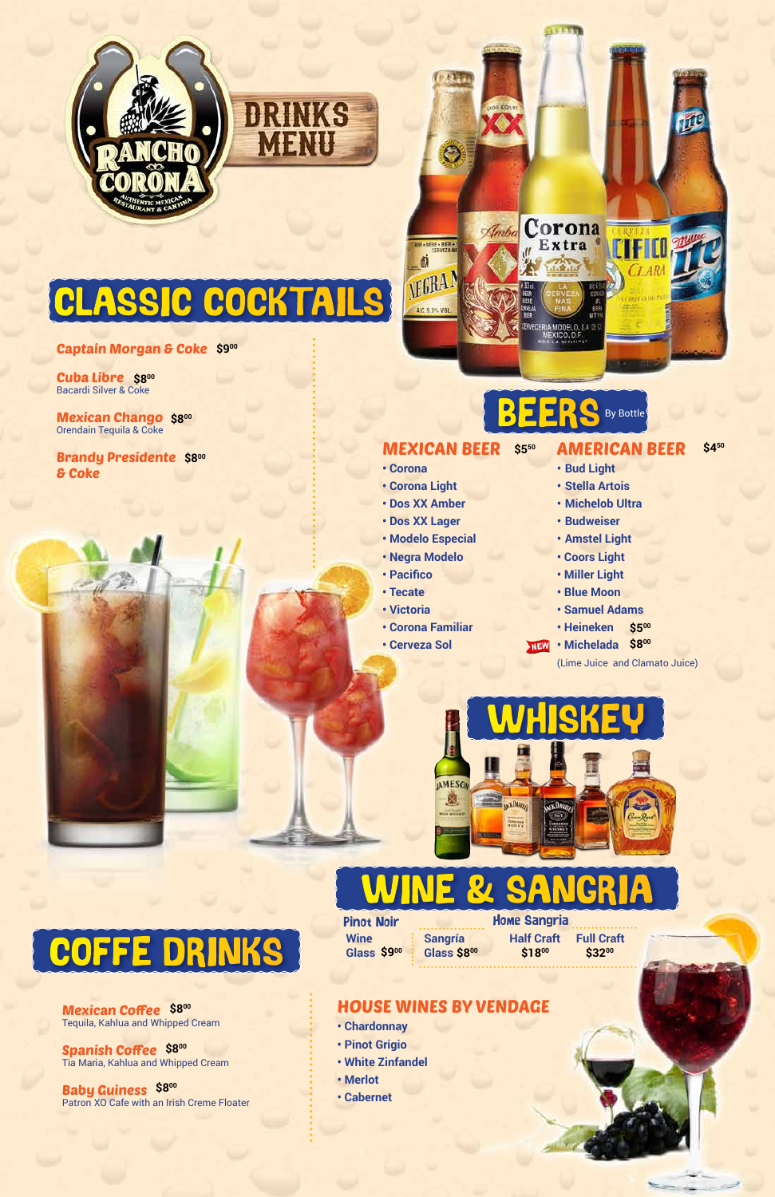# DRINKS MENU

## CLASSIC COCKTAILS

**Captain Morgan & Coke** $9.00

**Cuba Libre** $8.00
Bacardi Silver & Coke

**Mexican Chango** $8.00
Orendain Tequila & Coke

**Brandy Presidente & Coke** $8.00

## BEERS By Bottle

### MEXICAN BEER $5.50

- Corona
- Corona Light
- Dos XX Amber
- Dos XX Lager
- Modelo Especial
- Negra Modelo
- Pacifico
- Tecate
- Victoria
- Corona Familiar
- Cerveza Sol

### AMERICAN BEER $4.50

- Bud Light
- Stella Artois
- Michelob Ultra
- Budweiser
- Amstel Light
- Coors Light
- Miller Light
- Blue Moon
- Samuel Adams
- Heineken $5.00
- NEW Michelada $8.00
  (Lime Juice and Clamato Juice)

## WHISKEY

## WINE & SANGRIA

| Pinot Noir | | Home Sangria | |
|---|---|---|---|
| Wine Glass $9.00 | Sangria Glass $8.00 | Half Craft $18.00 | Full Craft $32.00 |

### HOUSE WINES BY VENDAGE

- Chardonnay
- Pinot Grigio
- White Zinfandel
- Merlot
- Cabernet

## COFFE DRINKS

**Mexican Coffee** $8.00
Tequila, Kahlua and Whipped Cream

**Spanish Coffee** $8.00
Tia Maria, Kahlua and Whipped Cream

**Baby Guiness** $8.00
Patron XO Cafe with an Irish Creme Floater